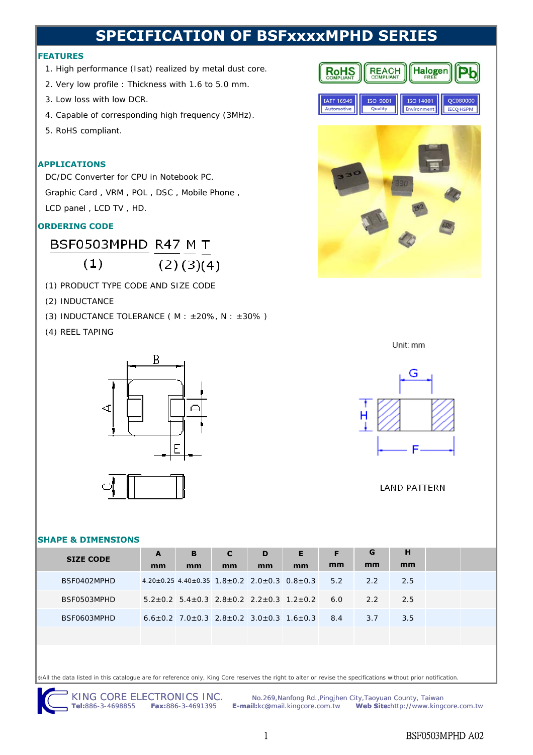# SPECIFICATION OF BSFxxxxMPHD SERIES

## FEATURES

1. High performance (Isat) realized by metal dust core.
2. Very low profile : Thickness with 1.6 to 5.0 mm.
3. Low loss with low DCR.
4. Capable of corresponding high frequency (3MHz).
5. RoHS compliant.

## APPLICATIONS

DC/DC Converter for CPU in Notebook PC.

Graphic Card , VRM , POL , DSC , Mobile Phone ,

LCD panel , LCD TV , HD.

## ORDERING CODE

BSF0503MPHD R47 M T

(1) (2) (3)(4)

(1) PRODUCT TYPE CODE AND SIZE CODE

(2) INDUCTANCE

(3) INDUCTANCE TOLERANCE ( M : ±20%, N : ±30% )

(4) REEL TAPING

Unit: mm

LAND PATTERN

## SHAPE & DIMENSIONS

| SIZE CODE | A mm | B mm | C mm | D mm | E mm | F mm | G mm | H mm | | |
|---|---|---|---|---|---|---|---|---|---|---|
| BSF0402MPHD | 4.20±0.25 | 4.40±0.35 | 1.8±0.2 | 2.0±0.3 | 0.8±0.3 | 5.2 | 2.2 | 2.5 | | |
| BSF0503MPHD | 5.2±0.2 | 5.4±0.3 | 2.8±0.2 | 2.2±0.3 | 1.2±0.2 | 6.0 | 2.2 | 2.5 | | |
| BSF0603MPHD | 6.6±0.2 | 7.0±0.3 | 2.8±0.2 | 3.0±0.3 | 1.6±0.3 | 8.4 | 3.7 | 3.5 | | |
| | | | | | | | | | | |

※All the data listed in this catalogue are for reference only, King Core reserves the right to alter or revise the specifications without prior notification.

KING CORE ELECTRONICS INC. No.269,Nanfong Rd.,Pingjhen City,Taoyuan County, Taiwan

**Tel:**886-3-4698855 **Fax:**886-3-4691395 **E-mail:**kc@mail.kingcore.com.tw **Web Site:**http://www.kingcore.com.tw

BSF0503MPHD A02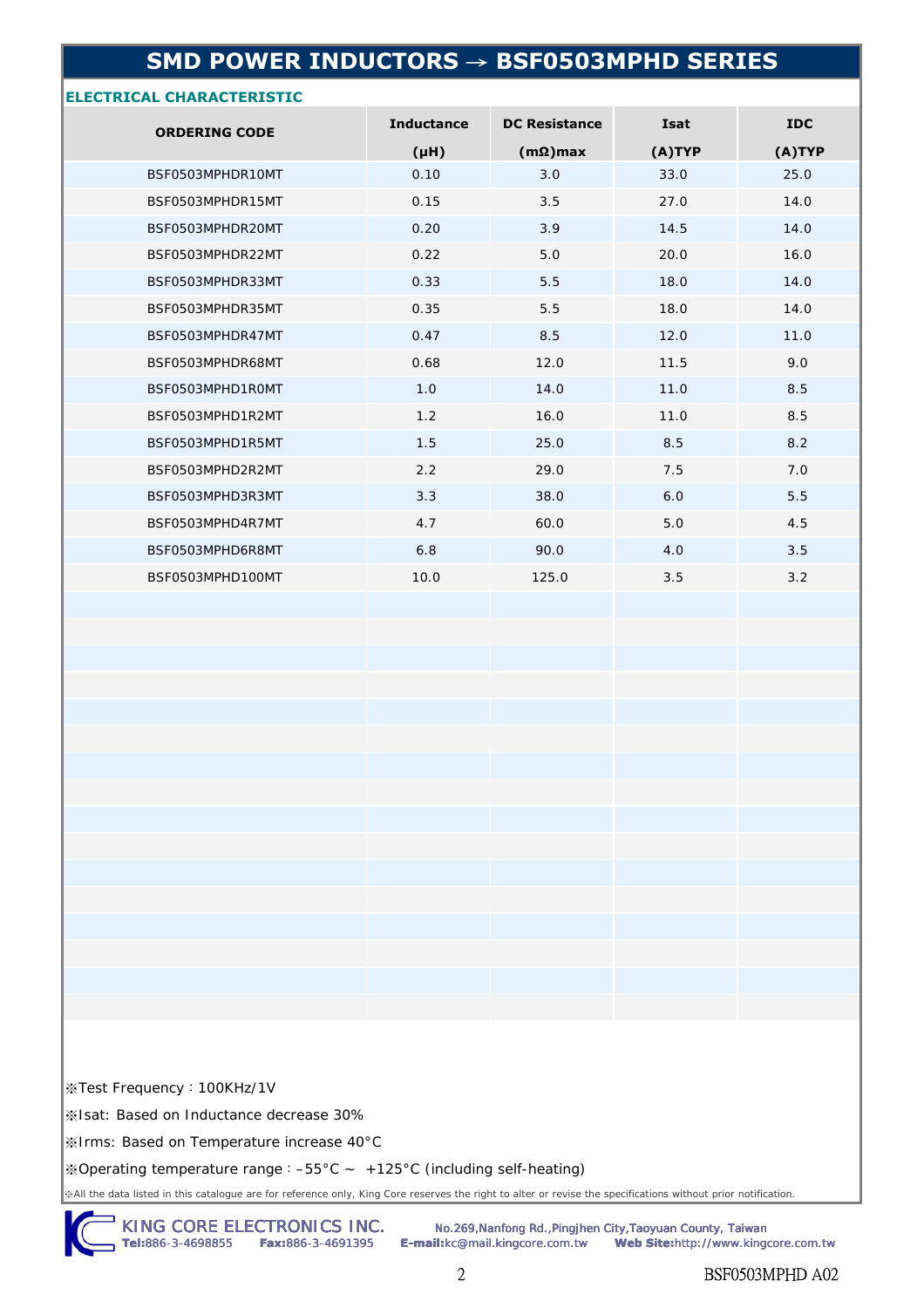# SMD POWER INDUCTORS → BSF0503MPHD SERIES

**ELECTRICAL CHARACTERISTIC**

| ORDERING CODE | Inductance (μH) | DC Resistance (mΩ)max | Isat (A)TYP | IDC (A)TYP |
|---|---|---|---|---|
| BSF0503MPHDR10MT | 0.10 | 3.0 | 33.0 | 25.0 |
| BSF0503MPHDR15MT | 0.15 | 3.5 | 27.0 | 14.0 |
| BSF0503MPHDR20MT | 0.20 | 3.9 | 14.5 | 14.0 |
| BSF0503MPHDR22MT | 0.22 | 5.0 | 20.0 | 16.0 |
| BSF0503MPHDR33MT | 0.33 | 5.5 | 18.0 | 14.0 |
| BSF0503MPHDR35MT | 0.35 | 5.5 | 18.0 | 14.0 |
| BSF0503MPHDR47MT | 0.47 | 8.5 | 12.0 | 11.0 |
| BSF0503MPHDR68MT | 0.68 | 12.0 | 11.5 | 9.0 |
| BSF0503MPHD1R0MT | 1.0 | 14.0 | 11.0 | 8.5 |
| BSF0503MPHD1R2MT | 1.2 | 16.0 | 11.0 | 8.5 |
| BSF0503MPHD1R5MT | 1.5 | 25.0 | 8.5 | 8.2 |
| BSF0503MPHD2R2MT | 2.2 | 29.0 | 7.5 | 7.0 |
| BSF0503MPHD3R3MT | 3.3 | 38.0 | 6.0 | 5.5 |
| BSF0503MPHD4R7MT | 4.7 | 60.0 | 5.0 | 4.5 |
| BSF0503MPHD6R8MT | 6.8 | 90.0 | 4.0 | 3.5 |
| BSF0503MPHD100MT | 10.0 | 125.0 | 3.5 | 3.2 |

※Test Frequency：100KHz/1V

※Isat: Based on Inductance decrease 30%

※Irms: Based on Temperature increase 40°C

※Operating temperature range：–55°C ~ +125°C (including self-heating)

※All the data listed in this catalogue are for reference only, King Core reserves the right to alter or revise the specifications without prior notification.

KING CORE ELECTRONICS INC. Tel:886-3-4698855 Fax:886-3-4691395 No.269,Nanfong Rd.,Pingjhen City,Taoyuan County, Taiwan E-mail:kc@mail.kingcore.com.tw Web Site:http://www.kingcore.com.tw

BSF0503MPHD A02